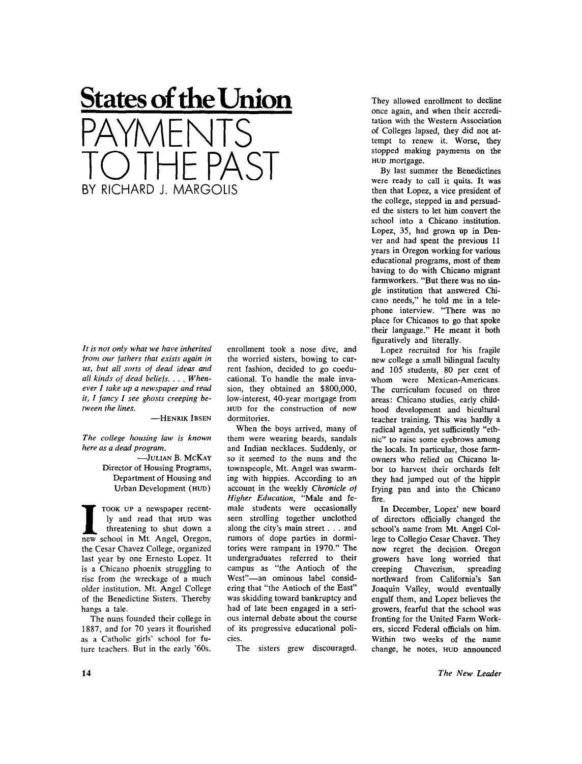# States of the Union

# PAYMENTS TO THE PAST

## BY RICHARD J. MARGOLIS

*It is not only what we have inherited from our fathers that exists again in us, but all sorts of dead ideas and all kinds of dead beliefs. . . . Whenever I take up a newspaper and read it, I fancy I see ghosts creeping between the lines.*

—HENRIK IBSEN

*The college housing law is known here as a dead program.*

—JULIAN B. MCKAY
Director of Housing Programs,
Department of Housing and
Urban Development (HUD)

I TOOK UP a newspaper recently and read that HUD was threatening to shut down a new school in Mt. Angel, Oregon, the Cesar Chavez College, organized last year by one Ernesto Lopez. It is a Chicano phoenix struggling to rise from the wreckage of a much older institution, Mt. Angel College of the Benedictine Sisters. Thereby hangs a tale.

The nuns founded their college in 1887, and for 70 years it flourished as a Catholic girls' school for future teachers. But in the early '60s, enrollment took a nose dive, and the worried sisters, bowing to current fashion, decided to go coeducational. To handle the male invasion, they obtained an $800,000, low-interest, 40-year mortgage from HUD for the construction of new dormitories.

When the boys arrived, many of them were wearing beards, sandals and Indian necklaces. Suddenly, or so it seemed to the nuns and the townspeople, Mt. Angel was swarming with hippies. According to an account in the weekly *Chronicle of Higher Education*, "Male and female students were occasionally seen strolling together unclothed along the city's main street . . . and rumors of dope parties in dormitories were rampant in 1970." The undergraduates referred to their campus as "the Antioch of the West"—an ominous label considering that "the Antioch of the East" was skidding toward bankruptcy and had of late been engaged in a serious internal debate about the course of its progressive educational policies.

The sisters grew discouraged. They allowed enrollment to decline once again, and when their accreditation with the Western Association of Colleges lapsed, they did not attempt to renew it. Worse, they stopped making payments on the HUD mortgage.

By last summer the Benedictines were ready to call it quits. It was then that Lopez, a vice president of the college, stepped in and persuaded the sisters to let him convert the school into a Chicano institution. Lopez, 35, had grown up in Denver and had spent the previous 11 years in Oregon working for various educational programs, most of them having to do with Chicano migrant farmworkers. "But there was no single institution that answered Chicano needs," he told me in a telephone interview. "There was no place for Chicanos to go that spoke their language." He meant it both figuratively and literally.

Lopez recruited for his fragile new college a small bilingual faculty and 105 students, 80 per cent of whom were Mexican-Americans. The curriculum focused on three areas: Chicano studies, early childhood development and bicultural teacher training. This was hardly a radical agenda, yet sufficiently "ethnic" to raise some eyebrows among the locals. In particular, those farmowners who relied on Chicano labor to harvest their orchards felt they had jumped out of the hippie frying pan and into the Chicano fire.

In December, Lopez' new board of directors officially changed the school's name from Mt. Angel College to Collegio Cesar Chavez. They now regret the decision. Oregon growers have long worried that creeping Chavezism, spreading northward from California's San Joaquin Valley, would eventually engulf them, and Lopez believes the growers, fearful that the school was fronting for the United Farm Workers, sicced Federal officials on him. Within two weeks of the name change, he notes, HUD announced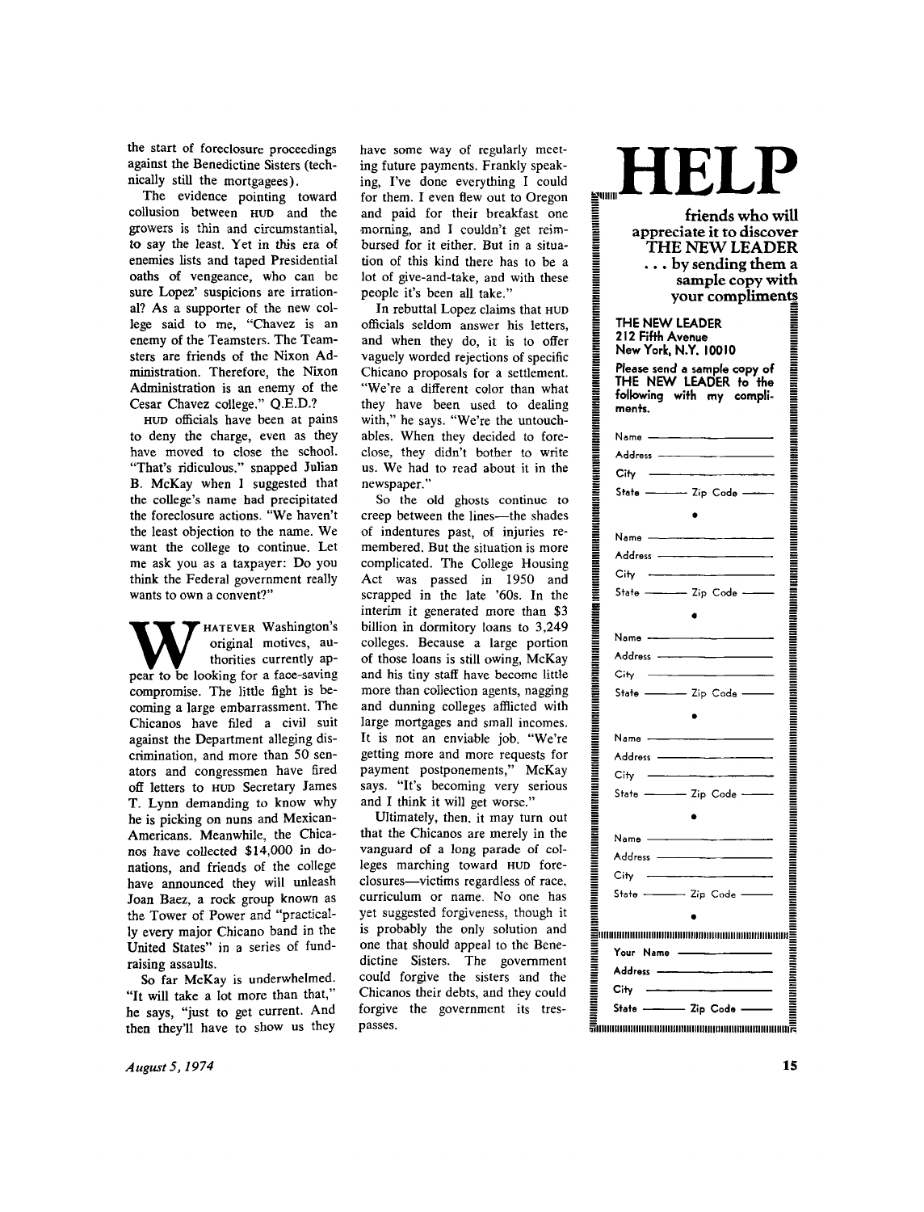the start of foreclosure proceedings against the Benedictine Sisters (technically still the mortgagees).

The evidence pointing toward collusion between HUD and the growers is thin and circumstantial, to say the least. Yet in this era of enemies lists and taped Presidential oaths of vengeance, who can be sure Lopez' suspicions are irrational? As a supporter of the new college said to me, "Chavez is an enemy of the Teamsters. The Teamsters are friends of the Nixon Administration. Therefore, the Nixon Administration is an enemy of the Cesar Chavez college." Q.E.D.?

HUD officials have been at pains to deny the charge, even as they have moved to close the school. "That's ridiculous," snapped Julian B. McKay when I suggested that the college's name had precipitated the foreclosure actions. "We haven't the least objection to the name. We want the college to continue. Let me ask you as a taxpayer: Do you think the Federal government really wants to own a convent?"

WHATEVER Washington's original motives, authorities currently appear to be looking for a face-saving compromise. The little fight is becoming a large embarrassment. The Chicanos have filed a civil suit against the Department alleging discrimination, and more than 50 senators and congressmen have fired off letters to HUD Secretary James T. Lynn demanding to know why he is picking on nuns and Mexican-Americans. Meanwhile, the Chicanos have collected $14,000 in donations, and friends of the college have announced they will unleash Joan Baez, a rock group known as the Tower of Power and "practically every major Chicano band in the United States" in a series of fund-raising assaults.

So far McKay is underwhelmed. "It will take a lot more than that," he says, "just to get current. And then they'll have to show us they have some way of regularly meeting future payments. Frankly speaking, I've done everything I could for them. I even flew out to Oregon and paid for their breakfast one morning, and I couldn't get reimbursed for it either. But in a situation of this kind there has to be a lot of give-and-take, and with these people it's been all take."

In rebuttal Lopez claims that HUD officials seldom answer his letters, and when they do, it is to offer vaguely worded rejections of specific Chicano proposals for a settlement. "We're a different color than what they have been used to dealing with," he says. "We're the untouchables. When they decided to foreclose, they didn't bother to write us. We had to read about it in the newspaper."

So the old ghosts continue to creep between the lines—the shades of indentures past, of injuries remembered. But the situation is more complicated. The College Housing Act was passed in 1950 and scrapped in the late '60s. In the interim it generated more than $3 billion in dormitory loans to 3,249 colleges. Because a large portion of those loans is still owing, McKay and his tiny staff have become little more than collection agents, nagging and dunning colleges afflicted with large mortgages and small incomes. It is not an enviable job. "We're getting more and more requests for payment postponements," McKay says. "It's becoming very serious and I think it will get worse."

Ultimately, then, it may turn out that the Chicanos are merely in the vanguard of a long parade of colleges marching toward HUD foreclosures—victims regardless of race, curriculum or name. No one has yet suggested forgiveness, though it is probably the only solution and one that should appeal to the Benedictine Sisters. The government could forgive the sisters and the Chicanos their debts, and they could forgive the government its trespasses.

# HELP

**friends who will appreciate it to discover THE NEW LEADER ... by sending them a sample copy with your compliments**

**THE NEW LEADER**
**212 Fifth Avenue**
**New York, N.Y. 10010**

**Please send a sample copy of THE NEW LEADER to the following with my compliments.**

Name ——————
Address ——————
City ——————
State ——— Zip Code ———

Name ——————
Address ——————
City ——————
State ——— Zip Code ———

Name ——————
Address ——————
City ——————
State ——— Zip Code ———

Name ——————
Address ——————
City ——————
State ——— Zip Code ———

Name ——————
Address ——————
City ——————
State ——— Zip Code ———

Your Name ——————
Address ——————
City ——————
State ——— Zip Code ———

*August 5, 1974*